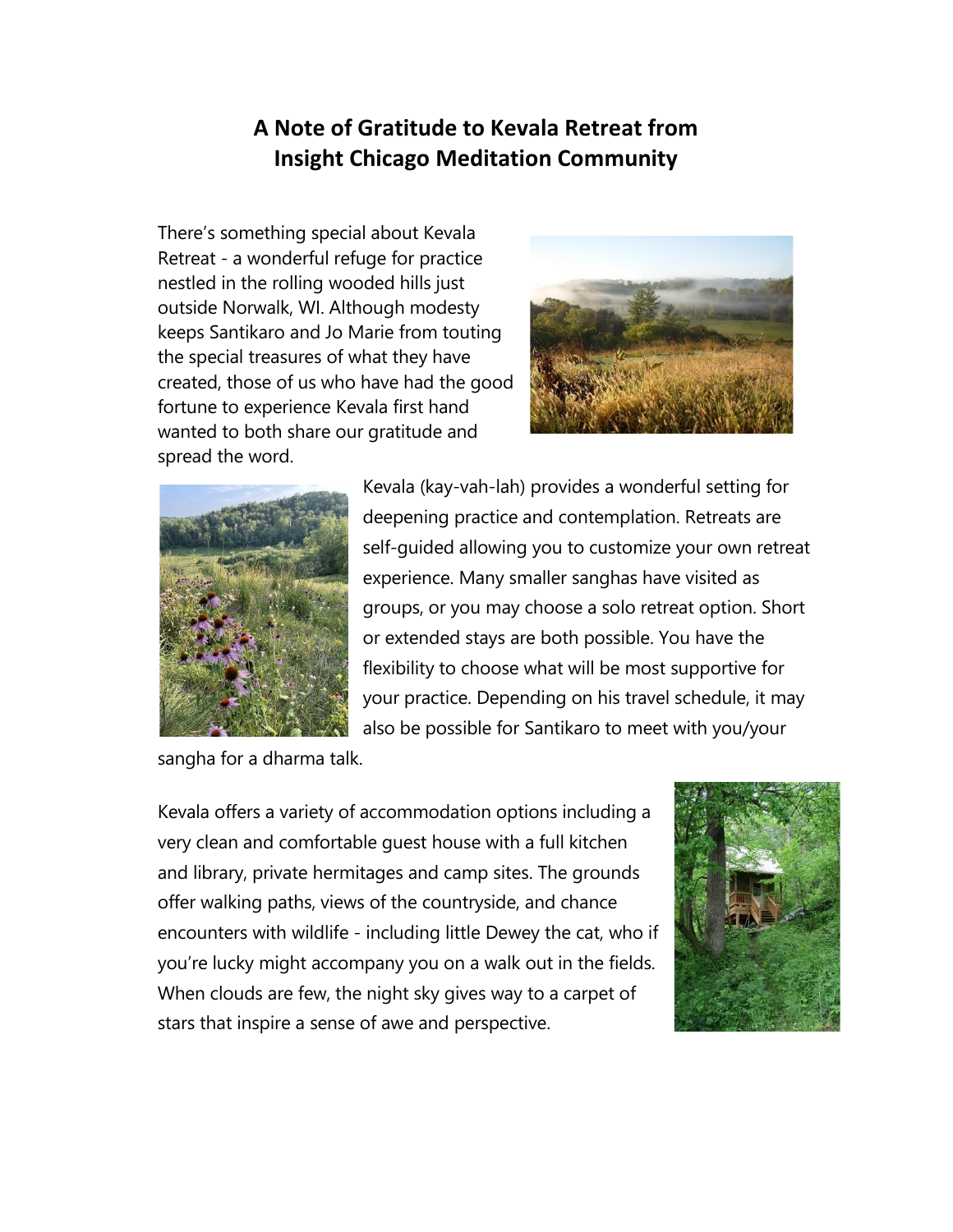# A Note of Gratitude to Kevala Retreat from Insight Chicago Meditation Community

There's something special about Kevala Retreat - a wonderful refuge for practice nestled in the rolling wooded hills just outside Norwalk, WI. Although modesty keeps Santikaro and Jo Marie from touting the special treasures of what they have created, those of us who have had the good fortune to experience Kevala first hand wanted to both share our gratitude and spread the word.

Kevala (kay-vah-lah) provides a wonderful setting for deepening practice and contemplation. Retreats are self-guided allowing you to customize your own retreat experience. Many smaller sanghas have visited as groups, or you may choose a solo retreat option. Short or extended stays are both possible. You have the flexibility to choose what will be most supportive for your practice. Depending on his travel schedule, it may also be possible for Santikaro to meet with you/your sangha for a dharma talk.

Kevala offers a variety of accommodation options including a very clean and comfortable guest house with a full kitchen and library, private hermitages and camp sites. The grounds offer walking paths, views of the countryside, and chance encounters with wildlife - including little Dewey the cat, who if you're lucky might accompany you on a walk out in the fields. When clouds are few, the night sky gives way to a carpet of stars that inspire a sense of awe and perspective.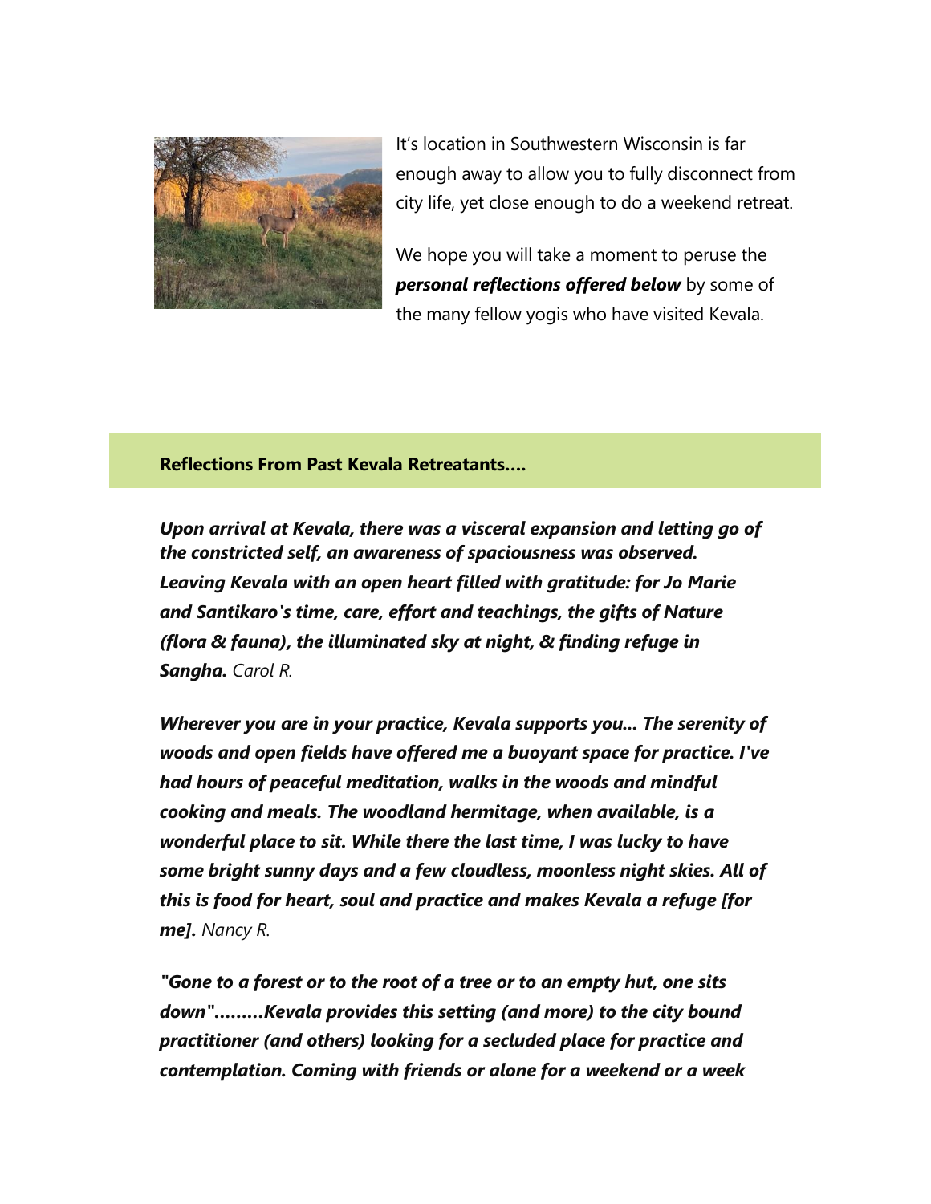It's location in Southwestern Wisconsin is far enough away to allow you to fully disconnect from city life, yet close enough to do a weekend retreat.

We hope you will take a moment to peruse the ***personal reflections offered below*** by some of the many fellow yogis who have visited Kevala.

### Reflections From Past Kevala Retreatants....

***Upon arrival at Kevala, there was a visceral expansion and letting go of the constricted self, an awareness of spaciousness was observed. Leaving Kevala with an open heart filled with gratitude: for Jo Marie and Santikaro's time, care, effort and teachings, the gifts of Nature (flora & fauna), the illuminated sky at night, & finding refuge in Sangha.*** *Carol R.*

***Wherever you are in your practice, Kevala supports you... The serenity of woods and open fields have offered me a buoyant space for practice. I've had hours of peaceful meditation, walks in the woods and mindful cooking and meals. The woodland hermitage, when available, is a wonderful place to sit. While there the last time, I was lucky to have some bright sunny days and a few cloudless, moonless night skies. All of this is food for heart, soul and practice and makes Kevala a refuge [for me].*** *Nancy R.*

***"Gone to a forest or to the root of a tree or to an empty hut, one sits down".........Kevala provides this setting (and more) to the city bound practitioner (and others) looking for a secluded place for practice and contemplation. Coming with friends or alone for a weekend or a week***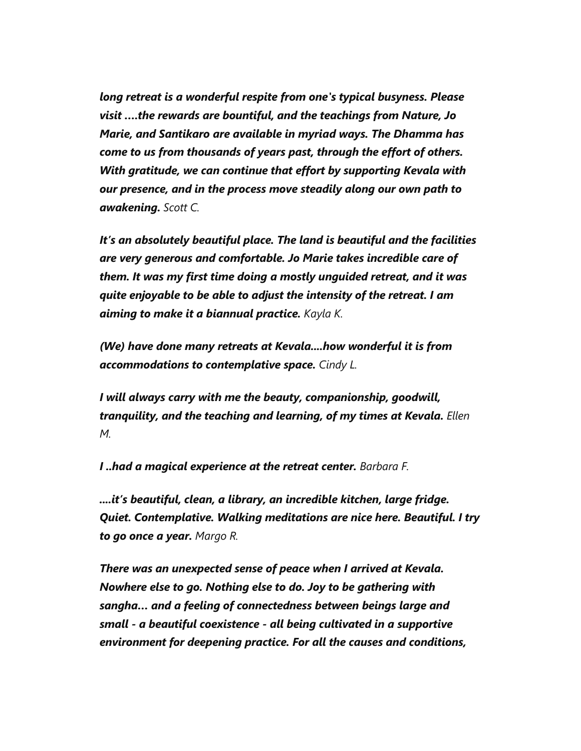***long retreat is a wonderful respite from one's typical busyness. Please visit ....the rewards are bountiful, and the teachings from Nature, Jo Marie, and Santikaro are available in myriad ways. The Dhamma has come to us from thousands of years past, through the effort of others. With gratitude, we can continue that effort by supporting Kevala with our presence, and in the process move steadily along our own path to awakening.*** *Scott C.*

***It's an absolutely beautiful place. The land is beautiful and the facilities are very generous and comfortable. Jo Marie takes incredible care of them. It was my first time doing a mostly unguided retreat, and it was quite enjoyable to be able to adjust the intensity of the retreat. I am aiming to make it a biannual practice.*** *Kayla K.*

***(We) have done many retreats at Kevala....how wonderful it is from accommodations to contemplative space.*** *Cindy L.*

***I will always carry with me the beauty, companionship, goodwill, tranquility, and the teaching and learning, of my times at Kevala.*** *Ellen M.*

***I ..had a magical experience at the retreat center.*** *Barbara F.*

***....it's beautiful, clean, a library, an incredible kitchen, large fridge. Quiet. Contemplative. Walking meditations are nice here. Beautiful. I try to go once a year.*** *Margo R.*

***There was an unexpected sense of peace when I arrived at Kevala. Nowhere else to go. Nothing else to do. Joy to be gathering with sangha… and a feeling of connectedness between beings large and small - a beautiful coexistence - all being cultivated in a supportive environment for deepening practice. For all the causes and conditions,***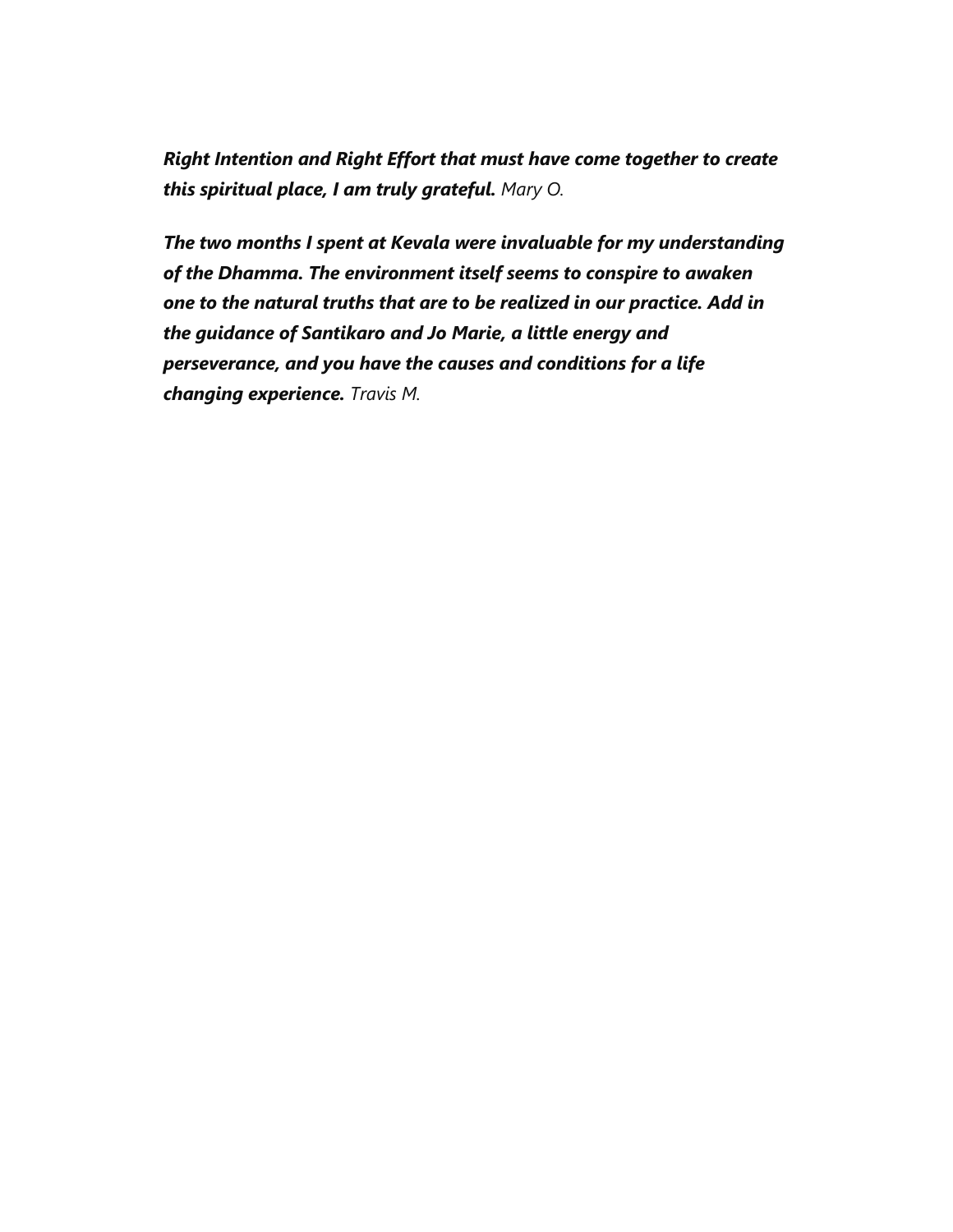***Right Intention and Right Effort that must have come together to create this spiritual place, I am truly grateful.*** *Mary O.*

***The two months I spent at Kevala were invaluable for my understanding of the Dhamma. The environment itself seems to conspire to awaken one to the natural truths that are to be realized in our practice. Add in the guidance of Santikaro and Jo Marie, a little energy and perseverance, and you have the causes and conditions for a life changing experience.*** *Travis M.*